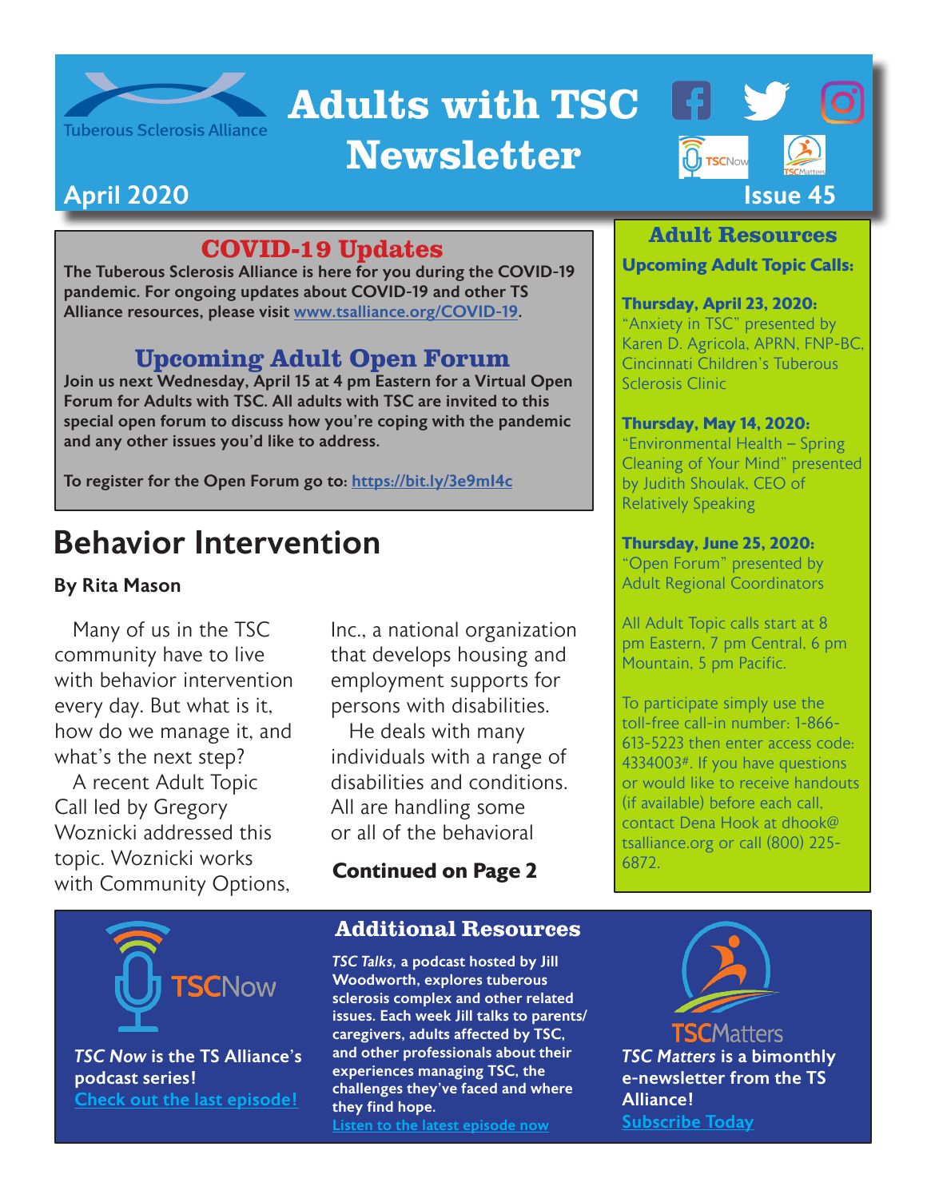# Adults with TSC Newsletter

Tuberous Sclerosis Alliance

**April 2020** **Issue 45**

## COVID-19 Updates

**The Tuberous Sclerosis Alliance is here for you during the COVID-19 pandemic. For ongoing updates about COVID-19 and other TS Alliance resources, please visit [www.tsalliance.org/COVID-19](www.tsalliance.org/COVID-19).**

## Upcoming Adult Open Forum

**Join us next Wednesday, April 15 at 4 pm Eastern for a Virtual Open Forum for Adults with TSC. All adults with TSC are invited to this special open forum to discuss how you're coping with the pandemic and any other issues you'd like to address.**

**To register for the Open Forum go to: [https://bit.ly/3e9ml4c](https://bit.ly/3e9ml4c)**

# Behavior Intervention

**By Rita Mason**

Many of us in the TSC community have to live with behavior intervention every day. But what is it, how do we manage it, and what's the next step?

A recent Adult Topic Call led by Gregory Woznicki addressed this topic. Woznicki works with Community Options, Inc., a national organization that develops housing and employment supports for persons with disabilities.

He deals with many individuals with a range of disabilities and conditions. All are handling some or all of the behavioral

**Continued on Page 2**

## Adult Resources

**Upcoming Adult Topic Calls:**

**Thursday, April 23, 2020:**
"Anxiety in TSC" presented by Karen D. Agricola, APRN, FNP-BC, Cincinnati Children's Tuberous Sclerosis Clinic

**Thursday, May 14, 2020:**
"Environmental Health – Spring Cleaning of Your Mind" presented by Judith Shoulak, CEO of Relatively Speaking

**Thursday, June 25, 2020:**
"Open Forum" presented by Adult Regional Coordinators

All Adult Topic calls start at 8 pm Eastern, 7 pm Central, 6 pm Mountain, 5 pm Pacific.

To participate simply use the toll-free call-in number: 1-866-613-5223 then enter access code: 4334003#. If you have questions or would like to receive handouts (if available) before each call, contact Dena Hook at dhook@tsalliance.org or call (800) 225-6872.

## Additional Resources

TSCNow

***TSC Now*** **is the TS Alliance's podcast series!**
[Check out the last episode!]()

***TSC Talks*****, a podcast hosted by Jill Woodworth, explores tuberous sclerosis complex and other related issues. Each week Jill talks to parents/caregivers, adults affected by TSC, and other professionals about their experiences managing TSC, the challenges they've faced and where they find hope.**
[Listen to the latest episode now]()

TSCMatters

***TSC Matters*** **is a bimonthly e-newsletter from the TS Alliance!**
[Subscribe Today]()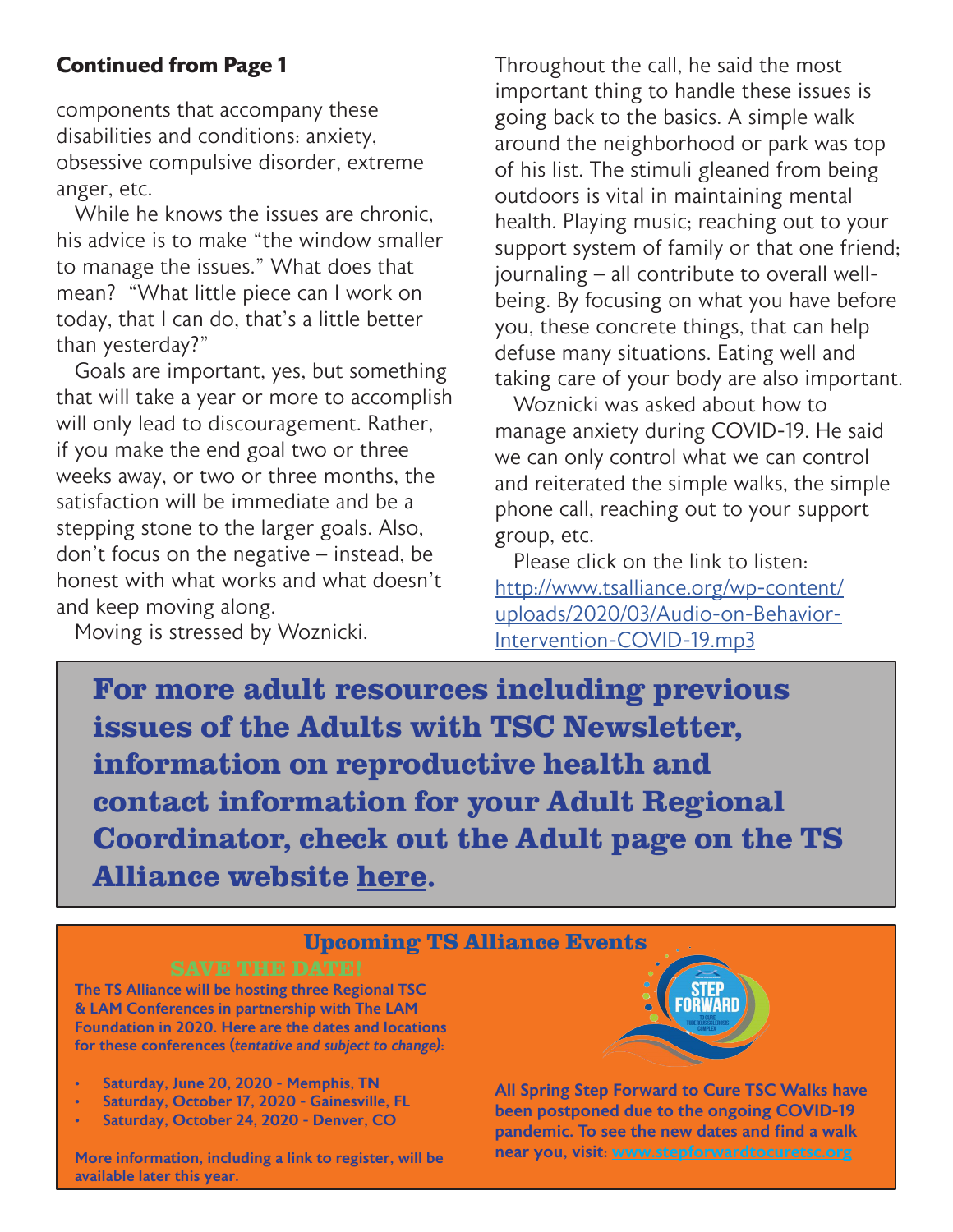**Continued from Page 1**

components that accompany these disabilities and conditions: anxiety, obsessive compulsive disorder, extreme anger, etc.

While he knows the issues are chronic, his advice is to make "the window smaller to manage the issues." What does that mean? "What little piece can I work on today, that I can do, that's a little better than yesterday?"

Goals are important, yes, but something that will take a year or more to accomplish will only lead to discouragement. Rather, if you make the end goal two or three weeks away, or two or three months, the satisfaction will be immediate and be a stepping stone to the larger goals. Also, don't focus on the negative – instead, be honest with what works and what doesn't and keep moving along.

Moving is stressed by Woznicki.

Throughout the call, he said the most important thing to handle these issues is going back to the basics. A simple walk around the neighborhood or park was top of his list. The stimuli gleaned from being outdoors is vital in maintaining mental health. Playing music; reaching out to your support system of family or that one friend; journaling – all contribute to overall well-being. By focusing on what you have before you, these concrete things, that can help defuse many situations. Eating well and taking care of your body are also important.

Woznicki was asked about how to manage anxiety during COVID-19. He said we can only control what we can control and reiterated the simple walks, the simple phone call, reaching out to your support group, etc.

Please click on the link to listen: http://www.tsalliance.org/wp-content/uploads/2020/03/Audio-on-Behavior-Intervention-COVID-19.mp3

**For more adult resources including previous issues of the Adults with TSC Newsletter, information on reproductive health and contact information for your Adult Regional Coordinator, check out the Adult page on the TS Alliance website here.**

## Upcoming TS Alliance Events

**SAVE THE DATE!**

**The TS Alliance will be hosting three Regional TSC & LAM Conferences in partnership with The LAM Foundation in 2020. Here are the dates and locations for these conferences (*tentative and subject to change*):**

- **Saturday, June 20, 2020 - Memphis, TN**
- **Saturday, October 17, 2020 - Gainesville, FL**
- **Saturday, October 24, 2020 - Denver, CO**

**More information, including a link to register, will be available later this year.**

STEP FORWARD TO CURE TUBEROUS SCLEROSIS COMPLEX

**All Spring Step Forward to Cure TSC Walks have been postponed due to the ongoing COVID-19 pandemic. To see the new dates and find a walk near you, visit: www.stepforwardtocuretsc.org**